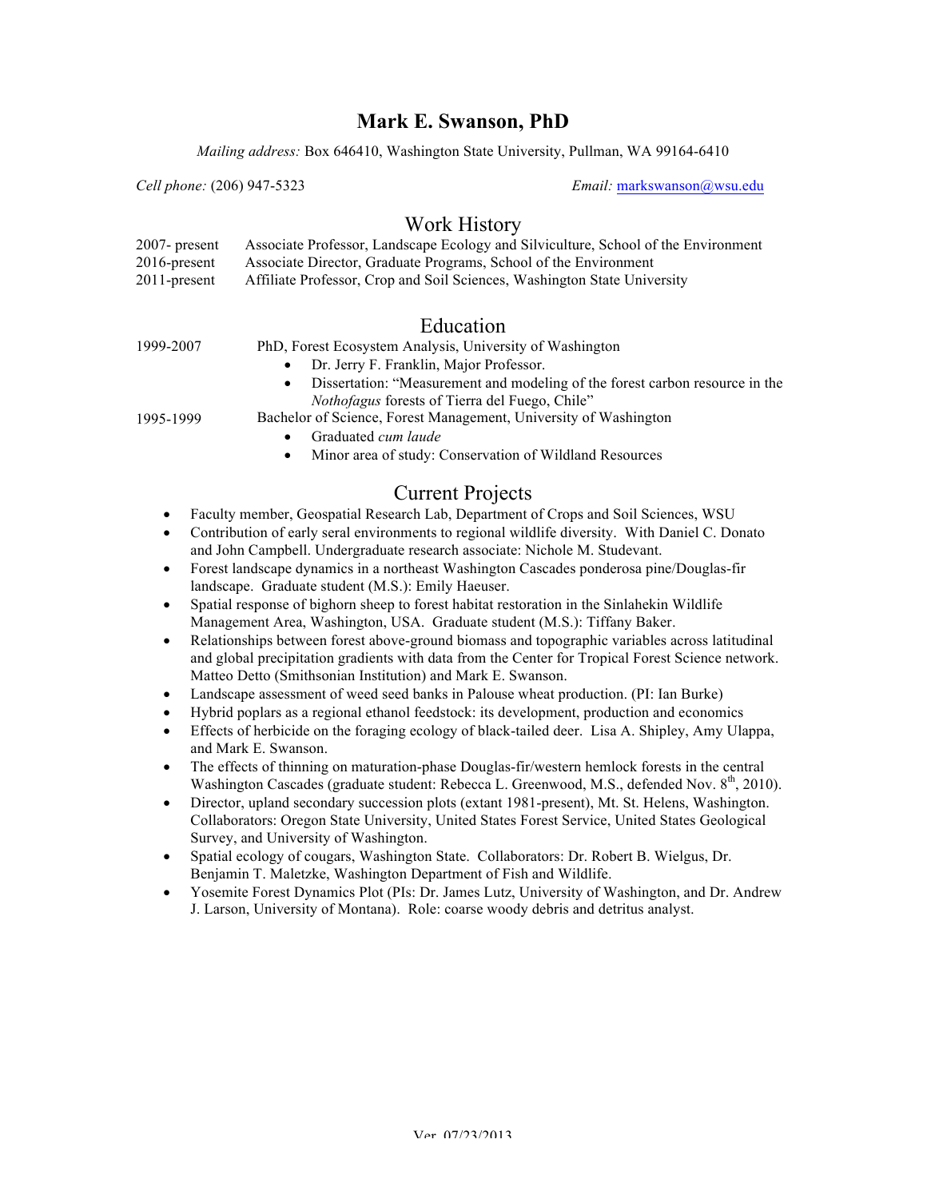# Mark E. Swanson, PhD

*Mailing address:* Box 646410, Washington State University, Pullman, WA 99164-6410

*Cell phone:* (206) 947-5323

*Email:* markswanson@wsu.edu

## Work History

2007- present — Associate Professor, Landscape Ecology and Silviculture, School of the Environment

2016-present — Associate Director, Graduate Programs, School of the Environment

2011-present — Affiliate Professor, Crop and Soil Sciences, Washington State University

## Education

1999-2007 — PhD, Forest Ecosystem Analysis, University of Washington

- Dr. Jerry F. Franklin, Major Professor.
- Dissertation: "Measurement and modeling of the forest carbon resource in the *Nothofagus* forests of Tierra del Fuego, Chile"

1995-1999 — Bachelor of Science, Forest Management, University of Washington

- Graduated *cum laude*
- Minor area of study: Conservation of Wildland Resources

## Current Projects

- Faculty member, Geospatial Research Lab, Department of Crops and Soil Sciences, WSU
- Contribution of early seral environments to regional wildlife diversity. With Daniel C. Donato and John Campbell. Undergraduate research associate: Nichole M. Studevant.
- Forest landscape dynamics in a northeast Washington Cascades ponderosa pine/Douglas-fir landscape. Graduate student (M.S.): Emily Haeuser.
- Spatial response of bighorn sheep to forest habitat restoration in the Sinlahekin Wildlife Management Area, Washington, USA. Graduate student (M.S.): Tiffany Baker.
- Relationships between forest above-ground biomass and topographic variables across latitudinal and global precipitation gradients with data from the Center for Tropical Forest Science network. Matteo Detto (Smithsonian Institution) and Mark E. Swanson.
- Landscape assessment of weed seed banks in Palouse wheat production. (PI: Ian Burke)
- Hybrid poplars as a regional ethanol feedstock: its development, production and economics
- Effects of herbicide on the foraging ecology of black-tailed deer. Lisa A. Shipley, Amy Ulappa, and Mark E. Swanson.
- The effects of thinning on maturation-phase Douglas-fir/western hemlock forests in the central Washington Cascades (graduate student: Rebecca L. Greenwood, M.S., defended Nov. 8th, 2010).
- Director, upland secondary succession plots (extant 1981-present), Mt. St. Helens, Washington. Collaborators: Oregon State University, United States Forest Service, United States Geological Survey, and University of Washington.
- Spatial ecology of cougars, Washington State. Collaborators: Dr. Robert B. Wielgus, Dr. Benjamin T. Maletzke, Washington Department of Fish and Wildlife.
- Yosemite Forest Dynamics Plot (PIs: Dr. James Lutz, University of Washington, and Dr. Andrew J. Larson, University of Montana). Role: coarse woody debris and detritus analyst.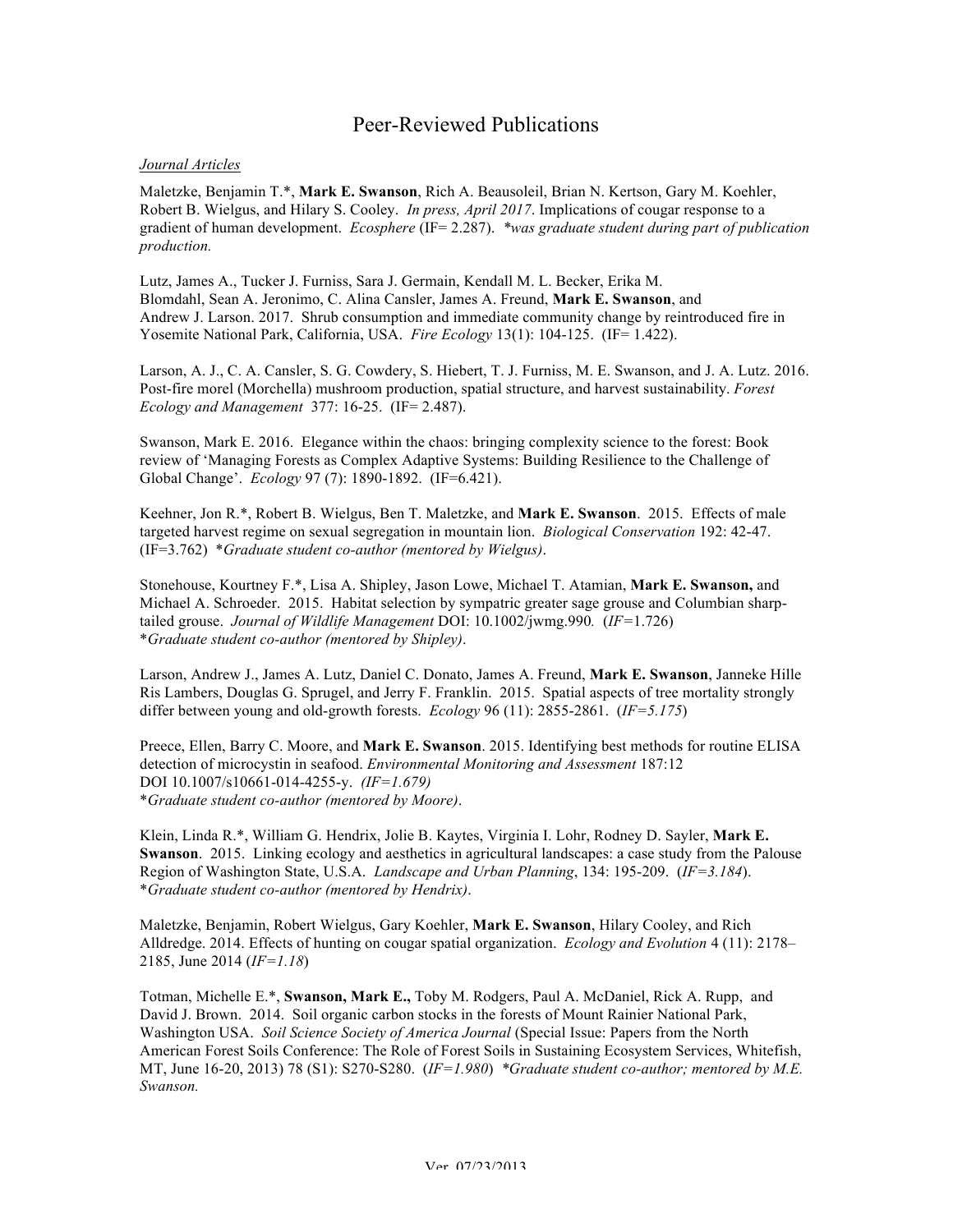# Peer-Reviewed Publications

*Journal Articles*

Maletzke, Benjamin T.*, **Mark E. Swanson**, Rich A. Beausoleil, Brian N. Kertson, Gary M. Koehler, Robert B. Wielgus, and Hilary S. Cooley. *In press, April 2017*. Implications of cougar response to a gradient of human development. *Ecosphere* (IF= 2.287). **was graduate student during part of publication production.*

Lutz, James A., Tucker J. Furniss, Sara J. Germain, Kendall M. L. Becker, Erika M. Blomdahl, Sean A. Jeronimo, C. Alina Cansler, James A. Freund, **Mark E. Swanson**, and Andrew J. Larson. 2017. Shrub consumption and immediate community change by reintroduced fire in Yosemite National Park, California, USA. *Fire Ecology* 13(1): 104-125. (IF= 1.422).

Larson, A. J., C. A. Cansler, S. G. Cowdery, S. Hiebert, T. J. Furniss, M. E. Swanson, and J. A. Lutz. 2016. Post-fire morel (Morchella) mushroom production, spatial structure, and harvest sustainability. *Forest Ecology and Management* 377: 16-25. (IF= 2.487).

Swanson, Mark E. 2016. Elegance within the chaos: bringing complexity science to the forest: Book review of 'Managing Forests as Complex Adaptive Systems: Building Resilience to the Challenge of Global Change'. *Ecology* 97 (7): 1890-1892. (IF=6.421).

Keehner, Jon R.*, Robert B. Wielgus, Ben T. Maletzke, and **Mark E. Swanson**. 2015. Effects of male targeted harvest regime on sexual segregation in mountain lion. *Biological Conservation* 192: 42-47. (IF=3.762) **Graduate student co-author (mentored by Wielgus)*.

Stonehouse, Kourtney F.*, Lisa A. Shipley, Jason Lowe, Michael T. Atamian, **Mark E. Swanson,** and Michael A. Schroeder. 2015. Habitat selection by sympatric greater sage grouse and Columbian sharp-tailed grouse. *Journal of Wildlife Management* DOI: 10.1002/jwmg.990*.* (*IF=*1.726) **Graduate student co-author (mentored by Shipley)*.

Larson, Andrew J., James A. Lutz, Daniel C. Donato, James A. Freund, **Mark E. Swanson**, Janneke Hille Ris Lambers, Douglas G. Sprugel, and Jerry F. Franklin. 2015. Spatial aspects of tree mortality strongly differ between young and old-growth forests. *Ecology* 96 (11): 2855-2861. (*IF=5.175*)

Preece, Ellen, Barry C. Moore, and **Mark E. Swanson**. 2015. Identifying best methods for routine ELISA detection of microcystin in seafood. *Environmental Monitoring and Assessment* 187:12 DOI 10.1007/s10661-014-4255-y. *(IF=1.679)* **Graduate student co-author (mentored by Moore)*.

Klein, Linda R.*, William G. Hendrix, Jolie B. Kaytes, Virginia I. Lohr, Rodney D. Sayler, **Mark E. Swanson**. 2015. Linking ecology and aesthetics in agricultural landscapes: a case study from the Palouse Region of Washington State, U.S.A. *Landscape and Urban Planning*, 134: 195-209. (*IF=3.184*). **Graduate student co-author (mentored by Hendrix)*.

Maletzke, Benjamin, Robert Wielgus, Gary Koehler, **Mark E. Swanson**, Hilary Cooley, and Rich Alldredge. 2014. Effects of hunting on cougar spatial organization. *Ecology and Evolution* 4 (11): 2178–2185, June 2014 (*IF=1.18*)

Totman, Michelle E.*, **Swanson, Mark E.,** Toby M. Rodgers, Paul A. McDaniel, Rick A. Rupp, and David J. Brown. 2014. Soil organic carbon stocks in the forests of Mount Rainier National Park, Washington USA. *Soil Science Society of America Journal* (Special Issue: Papers from the North American Forest Soils Conference: The Role of Forest Soils in Sustaining Ecosystem Services, Whitefish, MT, June 16-20, 2013) 78 (S1): S270-S280. (*IF=1.980*) **Graduate student co-author; mentored by M.E. Swanson.*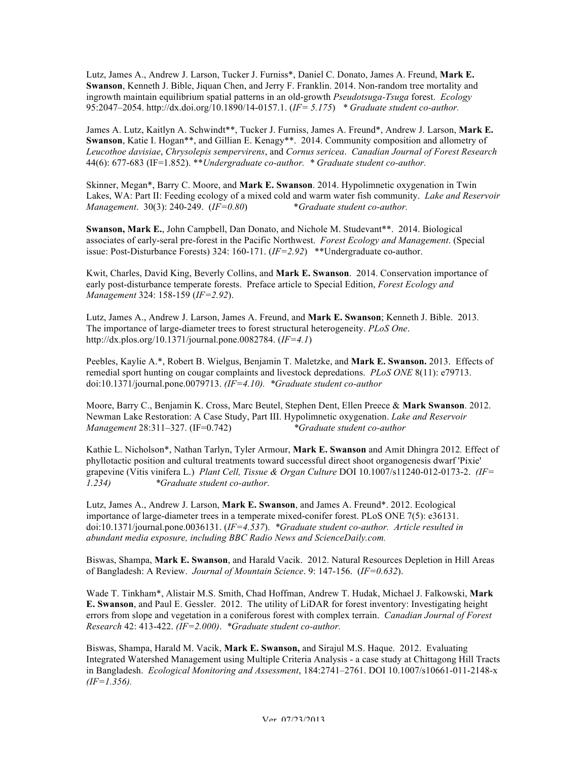Lutz, James A., Andrew J. Larson, Tucker J. Furniss*, Daniel C. Donato, James A. Freund, **Mark E. Swanson**, Kenneth J. Bible, Jiquan Chen, and Jerry F. Franklin. 2014. Non-random tree mortality and ingrowth maintain equilibrium spatial patterns in an old-growth *Pseudotsuga-Tsuga* forest. *Ecology* 95:2047–2054. http://dx.doi.org/10.1890/14-0157.1. (*IF= 5.175*) *\* Graduate student co-author.*

James A. Lutz, Kaitlyn A. Schwindt**, Tucker J. Furniss, James A. Freund*, Andrew J. Larson, **Mark E. Swanson**, Katie I. Hogan**, and Gillian E. Kenagy**. 2014. Community composition and allometry of *Leucothoe davisiae*, *Chrysolepis sempervirens*, and *Cornus sericea*. *Canadian Journal of Forest Research* 44(6): 677-683 (IF=1.852). ***\*\*Undergraduate co-author. \* Graduate student co-author.*

Skinner, Megan*, Barry C. Moore, and **Mark E. Swanson**. 2014. Hypolimnetic oxygenation in Twin Lakes, WA: Part II: Feeding ecology of a mixed cold and warm water fish community. *Lake and Reservoir Management*. 30(3): 240-249. (*IF=0.80*) *\*Graduate student co-author.*

**Swanson, Mark E.**, John Campbell, Dan Donato, and Nichole M. Studevant**. 2014. Biological associates of early-seral pre-forest in the Pacific Northwest. *Forest Ecology and Management*. (Special issue: Post-Disturbance Forests) 324: 160-171. (*IF=2.92*) **Undergraduate co-author.

Kwit, Charles, David King, Beverly Collins, and **Mark E. Swanson**. 2014. Conservation importance of early post-disturbance temperate forests. Preface article to Special Edition, *Forest Ecology and Management* 324: 158-159 (*IF=2.92*).

Lutz, James A., Andrew J. Larson, James A. Freund, and **Mark E. Swanson**; Kenneth J. Bible. 2013. The importance of large-diameter trees to forest structural heterogeneity. *PLoS One*. http://dx.plos.org/10.1371/journal.pone.0082784. (*IF=4.1*)

Peebles, Kaylie A.*, Robert B. Wielgus, Benjamin T. Maletzke, and **Mark E. Swanson.** 2013. Effects of remedial sport hunting on cougar complaints and livestock depredations. *PLoS ONE* 8(11): e79713. doi:10.1371/journal.pone.0079713. *(IF=4.10). \*Graduate student co-author*

Moore, Barry C., Benjamin K. Cross, Marc Beutel, Stephen Dent, Ellen Preece & **Mark Swanson**. 2012. Newman Lake Restoration: A Case Study, Part III. Hypolimnetic oxygenation. *Lake and Reservoir Management* 28:311–327. (IF=0.742) *\*Graduate student co-author*

Kathie L. Nicholson*, Nathan Tarlyn, Tyler Armour, **Mark E. Swanson** and Amit Dhingra 2012. Effect of phyllotactic position and cultural treatments toward successful direct shoot organogenesis dwarf 'Pixie' grapevine (Vitis vinifera L.) *Plant Cell, Tissue & Organ Culture* DOI 10.1007/s11240-012-0173-2. *(IF= 1.234) \*Graduate student co-author.*

Lutz, James A., Andrew J. Larson, **Mark E. Swanson**, and James A. Freund*. 2012. Ecological importance of large-diameter trees in a temperate mixed-conifer forest. PLoS ONE 7(5): e36131. doi:10.1371/journal.pone.0036131. (*IF=4.537*). *\*Graduate student co-author. Article resulted in abundant media exposure, including BBC Radio News and ScienceDaily.com.*

Biswas, Shampa, **Mark E. Swanson**, and Harald Vacik. 2012. Natural Resources Depletion in Hill Areas of Bangladesh: A Review. *Journal of Mountain Science*. 9: 147-156. (*IF=0.632*).

Wade T. Tinkham*, Alistair M.S. Smith, Chad Hoffman, Andrew T. Hudak, Michael J. Falkowski, **Mark E. Swanson**, and Paul E. Gessler. 2012. The utility of LiDAR for forest inventory: Investigating height errors from slope and vegetation in a coniferous forest with complex terrain. *Canadian Journal of Forest Research* 42: 413-422. *(IF=2.000)*. *\*Graduate student co-author.*

Biswas, Shampa, Harald M. Vacik, **Mark E. Swanson,** and Sirajul M.S. Haque. 2012. Evaluating Integrated Watershed Management using Multiple Criteria Analysis - a case study at Chittagong Hill Tracts in Bangladesh. *Ecological Monitoring and Assessment*, 184:2741–2761. DOI 10.1007/s10661-011-2148-x *(IF=1.356).*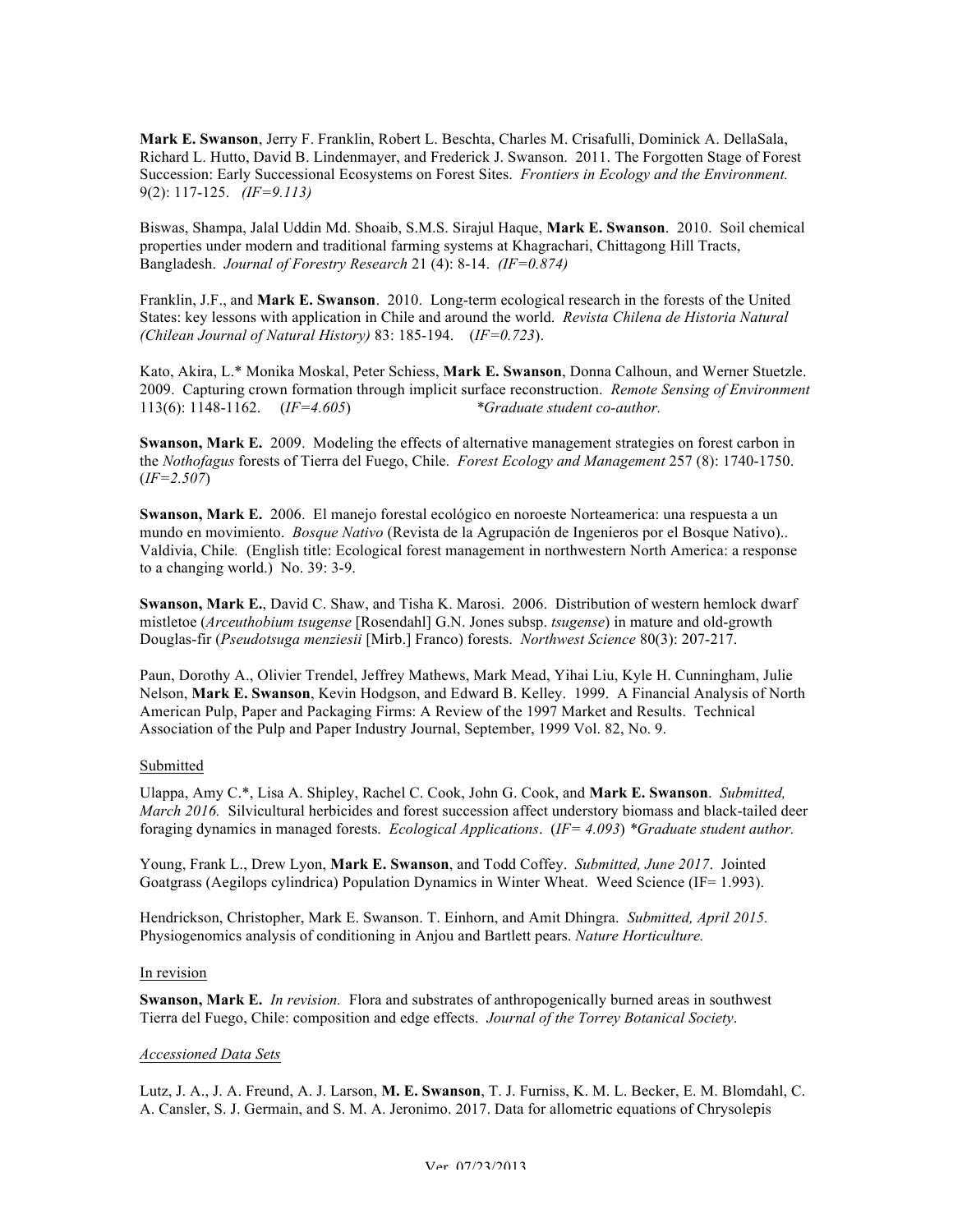**Mark E. Swanson**, Jerry F. Franklin, Robert L. Beschta, Charles M. Crisafulli, Dominick A. DellaSala, Richard L. Hutto, David B. Lindenmayer, and Frederick J. Swanson. 2011. The Forgotten Stage of Forest Succession: Early Successional Ecosystems on Forest Sites. *Frontiers in Ecology and the Environment.* 9(2): 117-125. *(IF=9.113)*

Biswas, Shampa, Jalal Uddin Md. Shoaib, S.M.S. Sirajul Haque, **Mark E. Swanson**. 2010. Soil chemical properties under modern and traditional farming systems at Khagrachari, Chittagong Hill Tracts, Bangladesh. *Journal of Forestry Research* 21 (4): 8-14. *(IF=0.874)*

Franklin, J.F., and **Mark E. Swanson**. 2010. Long-term ecological research in the forests of the United States: key lessons with application in Chile and around the world. *Revista Chilena de Historia Natural (Chilean Journal of Natural History)* 83: 185-194. (*IF=0.723*).

Kato, Akira, L.* Monika Moskal, Peter Schiess, **Mark E. Swanson**, Donna Calhoun, and Werner Stuetzle. 2009. Capturing crown formation through implicit surface reconstruction. *Remote Sensing of Environment* 113(6): 1148-1162. (*IF=4.605*) *\*Graduate student co-author.*

**Swanson, Mark E.** 2009. Modeling the effects of alternative management strategies on forest carbon in the *Nothofagus* forests of Tierra del Fuego, Chile. *Forest Ecology and Management* 257 (8): 1740-1750. (*IF=2.507*)

**Swanson, Mark E.** 2006. El manejo forestal ecológico en noroeste Norteamerica: una respuesta a un mundo en movimiento. *Bosque Nativo* (Revista de la Agrupación de Ingenieros por el Bosque Nativo).. Valdivia, Chile*.* (English title: Ecological forest management in northwestern North America: a response to a changing world.) No. 39: 3-9.

**Swanson, Mark E.**, David C. Shaw, and Tisha K. Marosi. 2006. Distribution of western hemlock dwarf mistletoe (*Arceuthobium tsugense* [Rosendahl] G.N. Jones subsp. *tsugense*) in mature and old-growth Douglas-fir (*Pseudotsuga menziesii* [Mirb.] Franco) forests. *Northwest Science* 80(3): 207-217.

Paun, Dorothy A., Olivier Trendel, Jeffrey Mathews, Mark Mead, Yihai Liu, Kyle H. Cunningham, Julie Nelson, **Mark E. Swanson**, Kevin Hodgson, and Edward B. Kelley. 1999. A Financial Analysis of North American Pulp, Paper and Packaging Firms: A Review of the 1997 Market and Results. Technical Association of the Pulp and Paper Industry Journal, September, 1999 Vol. 82, No. 9.

<u>Submitted</u>

Ulappa, Amy C.*, Lisa A. Shipley, Rachel C. Cook, John G. Cook, and **Mark E. Swanson**. *Submitted, March 2016.* Silvicultural herbicides and forest succession affect understory biomass and black-tailed deer foraging dynamics in managed forests. *Ecological Applications*. (*IF= 4.093*) *\*Graduate student author.*

Young, Frank L., Drew Lyon, **Mark E. Swanson**, and Todd Coffey. *Submitted, June 2017*. Jointed Goatgrass (Aegilops cylindrica) Population Dynamics in Winter Wheat. Weed Science (IF= 1.993).

Hendrickson, Christopher, Mark E. Swanson. T. Einhorn, and Amit Dhingra. *Submitted, April 2015.* Physiogenomics analysis of conditioning in Anjou and Bartlett pears. *Nature Horticulture.*

<u>In revision</u>

**Swanson, Mark E.** *In revision.* Flora and substrates of anthropogenically burned areas in southwest Tierra del Fuego, Chile: composition and edge effects. *Journal of the Torrey Botanical Society*.

<u>*Accessioned Data Sets*</u>

Lutz, J. A., J. A. Freund, A. J. Larson, **M. E. Swanson**, T. J. Furniss, K. M. L. Becker, E. M. Blomdahl, C. A. Cansler, S. J. Germain, and S. M. A. Jeronimo. 2017. Data for allometric equations of Chrysolepis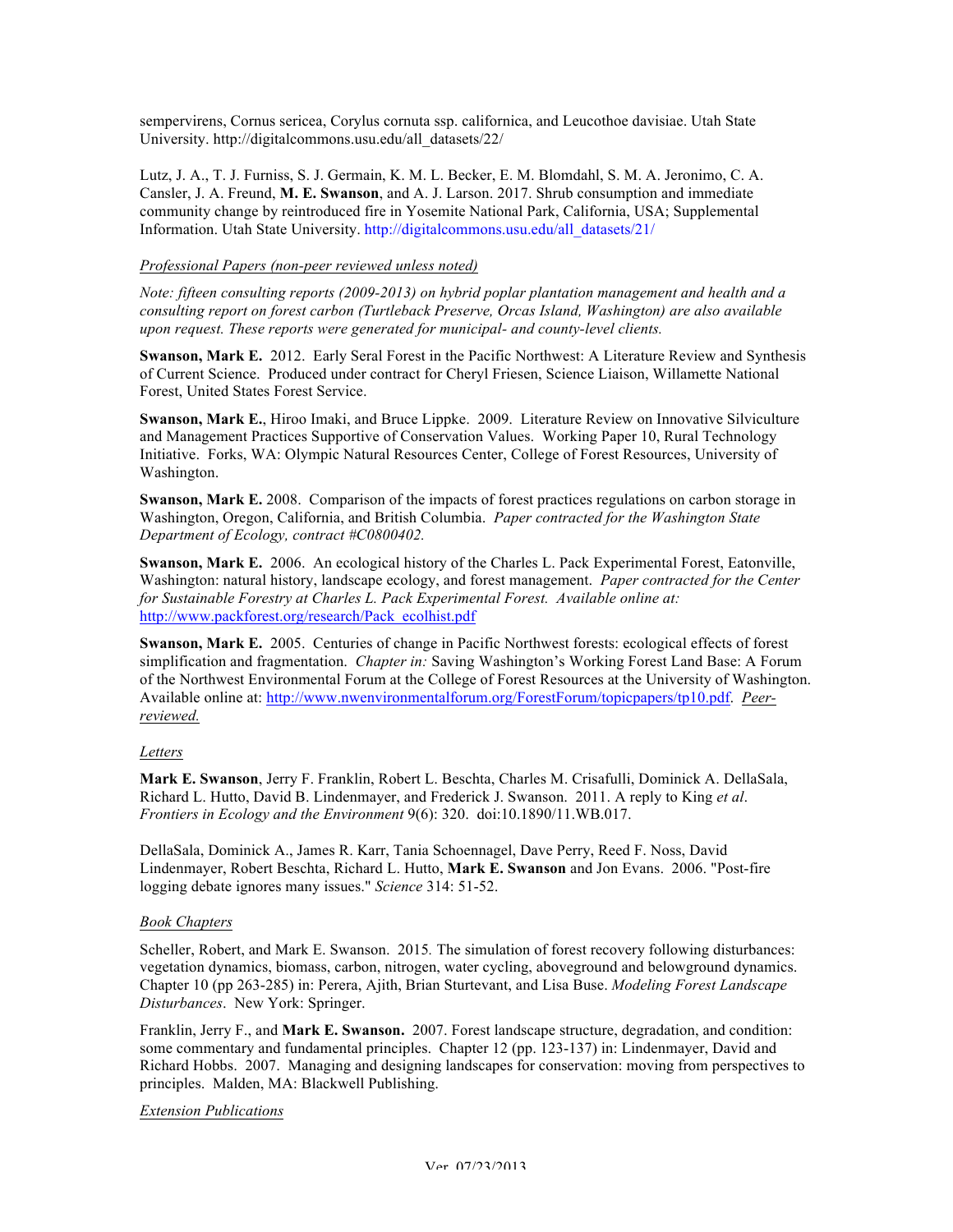sempervirens, Cornus sericea, Corylus cornuta ssp. californica, and Leucothoe davisiae. Utah State University. http://digitalcommons.usu.edu/all_datasets/22/

Lutz, J. A., T. J. Furniss, S. J. Germain, K. M. L. Becker, E. M. Blomdahl, S. M. A. Jeronimo, C. A. Cansler, J. A. Freund, **M. E. Swanson**, and A. J. Larson. 2017. Shrub consumption and immediate community change by reintroduced fire in Yosemite National Park, California, USA; Supplemental Information. Utah State University. http://digitalcommons.usu.edu/all_datasets/21/

*Professional Papers (non-peer reviewed unless noted)*

*Note: fifteen consulting reports (2009-2013) on hybrid poplar plantation management and health and a consulting report on forest carbon (Turtleback Preserve, Orcas Island, Washington) are also available upon request. These reports were generated for municipal- and county-level clients.*

**Swanson, Mark E.** 2012. Early Seral Forest in the Pacific Northwest: A Literature Review and Synthesis of Current Science. Produced under contract for Cheryl Friesen, Science Liaison, Willamette National Forest, United States Forest Service.

**Swanson, Mark E.**, Hiroo Imaki, and Bruce Lippke. 2009. Literature Review on Innovative Silviculture and Management Practices Supportive of Conservation Values. Working Paper 10, Rural Technology Initiative. Forks, WA: Olympic Natural Resources Center, College of Forest Resources, University of Washington.

**Swanson, Mark E.** 2008. Comparison of the impacts of forest practices regulations on carbon storage in Washington, Oregon, California, and British Columbia. *Paper contracted for the Washington State Department of Ecology, contract #C0800402.*

**Swanson, Mark E.** 2006. An ecological history of the Charles L. Pack Experimental Forest, Eatonville, Washington: natural history, landscape ecology, and forest management. *Paper contracted for the Center for Sustainable Forestry at Charles L. Pack Experimental Forest. Available online at:* http://www.packforest.org/research/Pack_ecolhist.pdf

**Swanson, Mark E.** 2005. Centuries of change in Pacific Northwest forests: ecological effects of forest simplification and fragmentation. *Chapter in:* Saving Washington's Working Forest Land Base: A Forum of the Northwest Environmental Forum at the College of Forest Resources at the University of Washington. Available online at: http://www.nwenvironmentalforum.org/ForestForum/topicpapers/tp10.pdf. *Peer-reviewed.*

*Letters*

**Mark E. Swanson**, Jerry F. Franklin, Robert L. Beschta, Charles M. Crisafulli, Dominick A. DellaSala, Richard L. Hutto, David B. Lindenmayer, and Frederick J. Swanson. 2011. A reply to King *et al*. *Frontiers in Ecology and the Environment* 9(6): 320. doi:10.1890/11.WB.017.

DellaSala, Dominick A., James R. Karr, Tania Schoennagel, Dave Perry, Reed F. Noss, David Lindenmayer, Robert Beschta, Richard L. Hutto, **Mark E. Swanson** and Jon Evans. 2006. "Post-fire logging debate ignores many issues." *Science* 314: 51-52.

*Book Chapters*

Scheller, Robert, and Mark E. Swanson. 2015. The simulation of forest recovery following disturbances: vegetation dynamics, biomass, carbon, nitrogen, water cycling, aboveground and belowground dynamics. Chapter 10 (pp 263-285) in: Perera, Ajith, Brian Sturtevant, and Lisa Buse. *Modeling Forest Landscape Disturbances*. New York: Springer.

Franklin, Jerry F., and **Mark E. Swanson.** 2007. Forest landscape structure, degradation, and condition: some commentary and fundamental principles. Chapter 12 (pp. 123-137) in: Lindenmayer, David and Richard Hobbs. 2007. Managing and designing landscapes for conservation: moving from perspectives to principles. Malden, MA: Blackwell Publishing.

*Extension Publications*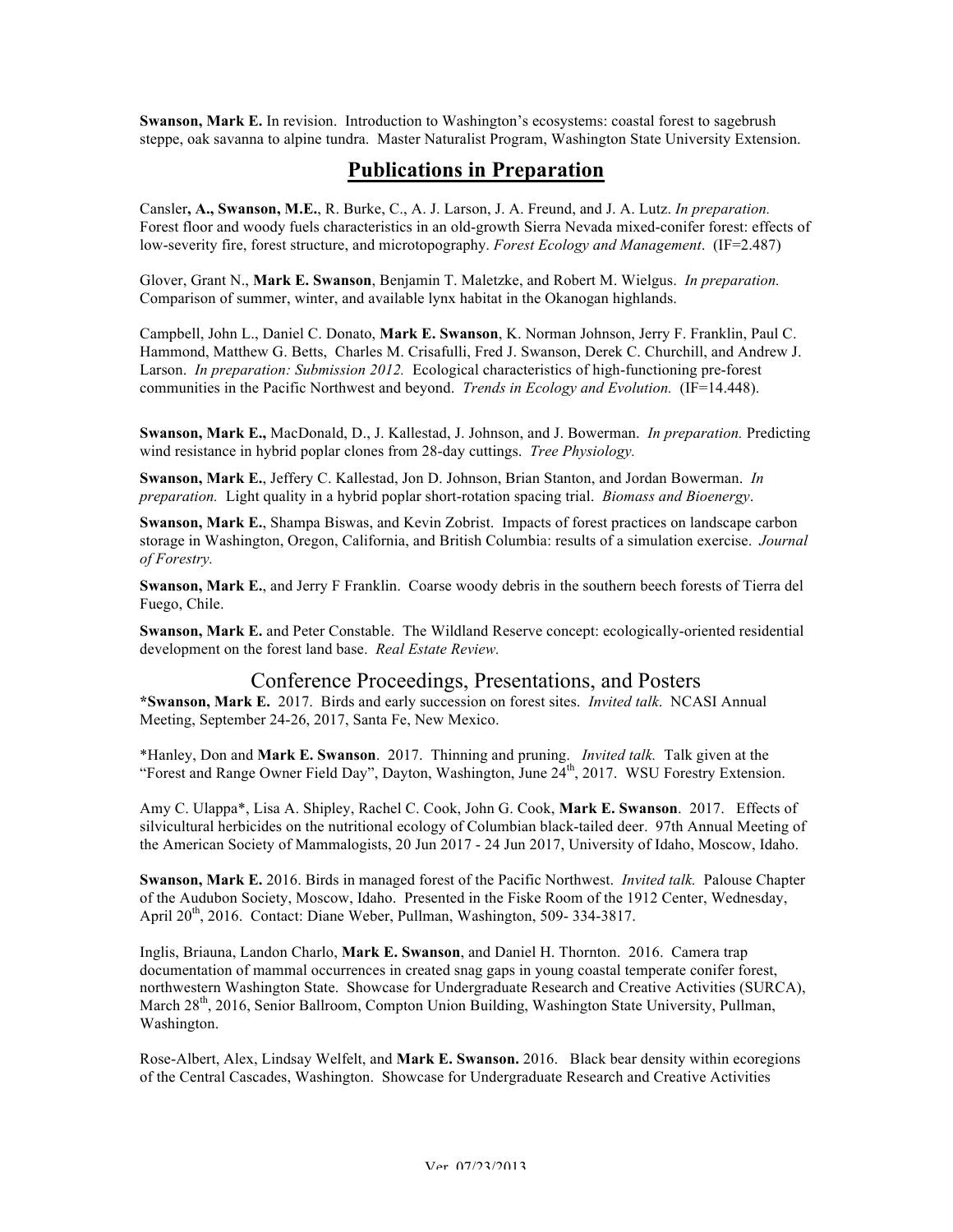**Swanson, Mark E.** In revision. Introduction to Washington's ecosystems: coastal forest to sagebrush steppe, oak savanna to alpine tundra. Master Naturalist Program, Washington State University Extension.

## Publications in Preparation

Cansler**, A., Swanson, M.E.**, R. Burke, C., A. J. Larson, J. A. Freund, and J. A. Lutz. *In preparation.* Forest floor and woody fuels characteristics in an old-growth Sierra Nevada mixed-conifer forest: effects of low-severity fire, forest structure, and microtopography. *Forest Ecology and Management*. (IF=2.487)

Glover, Grant N., **Mark E. Swanson**, Benjamin T. Maletzke, and Robert M. Wielgus. *In preparation.* Comparison of summer, winter, and available lynx habitat in the Okanogan highlands.

Campbell, John L., Daniel C. Donato, **Mark E. Swanson**, K. Norman Johnson, Jerry F. Franklin, Paul C. Hammond, Matthew G. Betts, Charles M. Crisafulli, Fred J. Swanson, Derek C. Churchill, and Andrew J. Larson. *In preparation: Submission 2012.* Ecological characteristics of high-functioning pre-forest communities in the Pacific Northwest and beyond. *Trends in Ecology and Evolution.* (IF=14.448).

**Swanson, Mark E.,** MacDonald, D., J. Kallestad, J. Johnson, and J. Bowerman. *In preparation.* Predicting wind resistance in hybrid poplar clones from 28-day cuttings. *Tree Physiology.*

**Swanson, Mark E.**, Jeffery C. Kallestad, Jon D. Johnson, Brian Stanton, and Jordan Bowerman. *In preparation.* Light quality in a hybrid poplar short-rotation spacing trial. *Biomass and Bioenergy*.

**Swanson, Mark E.**, Shampa Biswas, and Kevin Zobrist. Impacts of forest practices on landscape carbon storage in Washington, Oregon, California, and British Columbia: results of a simulation exercise. *Journal of Forestry.*

**Swanson, Mark E.**, and Jerry F Franklin. Coarse woody debris in the southern beech forests of Tierra del Fuego, Chile.

**Swanson, Mark E.** and Peter Constable. The Wildland Reserve concept: ecologically-oriented residential development on the forest land base. *Real Estate Review.*

## Conference Proceedings, Presentations, and Posters

***Swanson, Mark E.** 2017. Birds and early succession on forest sites. *Invited talk*. NCASI Annual Meeting, September 24-26, 2017, Santa Fe, New Mexico.

*Hanley, Don and **Mark E. Swanson**. 2017. Thinning and pruning. *Invited talk.* Talk given at the "Forest and Range Owner Field Day", Dayton, Washington, June 24th, 2017. WSU Forestry Extension.

Amy C. Ulappa*, Lisa A. Shipley, Rachel C. Cook, John G. Cook, **Mark E. Swanson**. 2017. Effects of silvicultural herbicides on the nutritional ecology of Columbian black-tailed deer. 97th Annual Meeting of the American Society of Mammalogists, 20 Jun 2017 - 24 Jun 2017, University of Idaho, Moscow, Idaho.

**Swanson, Mark E.** 2016. Birds in managed forest of the Pacific Northwest. *Invited talk.* Palouse Chapter of the Audubon Society, Moscow, Idaho. Presented in the Fiske Room of the 1912 Center, Wednesday, April 20th, 2016. Contact: Diane Weber, Pullman, Washington, 509- 334-3817.

Inglis, Briauna, Landon Charlo, **Mark E. Swanson**, and Daniel H. Thornton. 2016. Camera trap documentation of mammal occurrences in created snag gaps in young coastal temperate conifer forest, northwestern Washington State. Showcase for Undergraduate Research and Creative Activities (SURCA), March 28th, 2016, Senior Ballroom, Compton Union Building, Washington State University, Pullman, Washington.

Rose-Albert, Alex, Lindsay Welfelt, and **Mark E. Swanson.** 2016. Black bear density within ecoregions of the Central Cascades, Washington. Showcase for Undergraduate Research and Creative Activities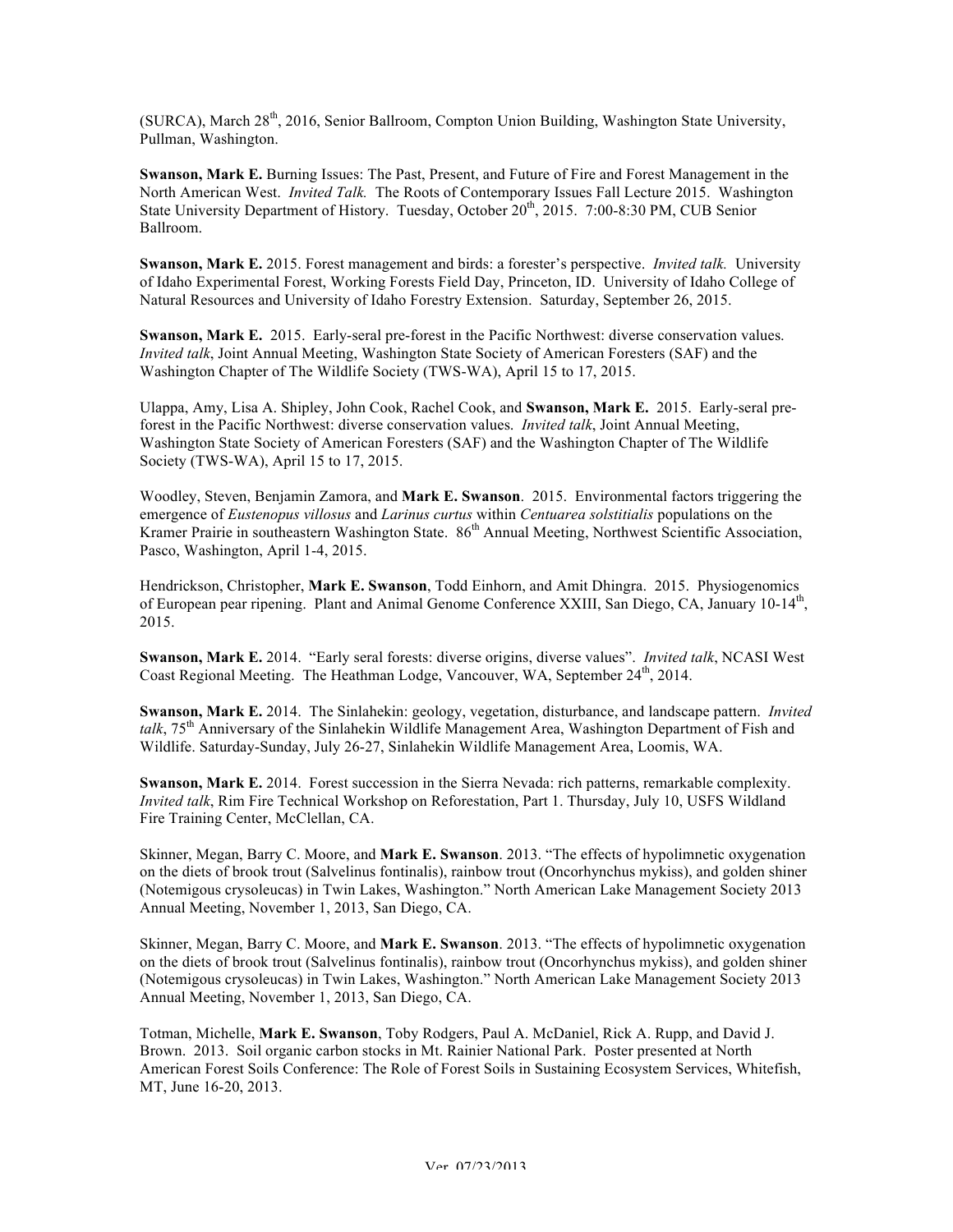(SURCA), March 28th, 2016, Senior Ballroom, Compton Union Building, Washington State University, Pullman, Washington.

**Swanson, Mark E.** Burning Issues: The Past, Present, and Future of Fire and Forest Management in the North American West. *Invited Talk.* The Roots of Contemporary Issues Fall Lecture 2015. Washington State University Department of History. Tuesday, October 20th, 2015. 7:00-8:30 PM, CUB Senior Ballroom.

**Swanson, Mark E.** 2015. Forest management and birds: a forester's perspective. *Invited talk.* University of Idaho Experimental Forest, Working Forests Field Day, Princeton, ID. University of Idaho College of Natural Resources and University of Idaho Forestry Extension. Saturday, September 26, 2015.

**Swanson, Mark E.** 2015. Early-seral pre-forest in the Pacific Northwest: diverse conservation values. *Invited talk*, Joint Annual Meeting, Washington State Society of American Foresters (SAF) and the Washington Chapter of The Wildlife Society (TWS-WA), April 15 to 17, 2015.

Ulappa, Amy, Lisa A. Shipley, John Cook, Rachel Cook, and **Swanson, Mark E.** 2015. Early-seral pre-forest in the Pacific Northwest: diverse conservation values. *Invited talk*, Joint Annual Meeting, Washington State Society of American Foresters (SAF) and the Washington Chapter of The Wildlife Society (TWS-WA), April 15 to 17, 2015.

Woodley, Steven, Benjamin Zamora, and **Mark E. Swanson**. 2015. Environmental factors triggering the emergence of *Eustenopus villosus* and *Larinus curtus* within *Centuarea solstitialis* populations on the Kramer Prairie in southeastern Washington State. 86th Annual Meeting, Northwest Scientific Association, Pasco, Washington, April 1-4, 2015.

Hendrickson, Christopher, **Mark E. Swanson**, Todd Einhorn, and Amit Dhingra. 2015. Physiogenomics of European pear ripening. Plant and Animal Genome Conference XXIII, San Diego, CA, January 10-14th, 2015.

**Swanson, Mark E.** 2014. "Early seral forests: diverse origins, diverse values". *Invited talk*, NCASI West Coast Regional Meeting. The Heathman Lodge, Vancouver, WA, September 24th, 2014.

**Swanson, Mark E.** 2014. The Sinlahekin: geology, vegetation, disturbance, and landscape pattern. *Invited talk*, 75th Anniversary of the Sinlahekin Wildlife Management Area, Washington Department of Fish and Wildlife. Saturday-Sunday, July 26-27, Sinlahekin Wildlife Management Area, Loomis, WA.

**Swanson, Mark E.** 2014. Forest succession in the Sierra Nevada: rich patterns, remarkable complexity. *Invited talk*, Rim Fire Technical Workshop on Reforestation, Part 1. Thursday, July 10, USFS Wildland Fire Training Center, McClellan, CA.

Skinner, Megan, Barry C. Moore, and **Mark E. Swanson**. 2013. "The effects of hypolimnetic oxygenation on the diets of brook trout (Salvelinus fontinalis), rainbow trout (Oncorhynchus mykiss), and golden shiner (Notemigous crysoleucas) in Twin Lakes, Washington." North American Lake Management Society 2013 Annual Meeting, November 1, 2013, San Diego, CA.

Skinner, Megan, Barry C. Moore, and **Mark E. Swanson**. 2013. "The effects of hypolimnetic oxygenation on the diets of brook trout (Salvelinus fontinalis), rainbow trout (Oncorhynchus mykiss), and golden shiner (Notemigous crysoleucas) in Twin Lakes, Washington." North American Lake Management Society 2013 Annual Meeting, November 1, 2013, San Diego, CA.

Totman, Michelle, **Mark E. Swanson**, Toby Rodgers, Paul A. McDaniel, Rick A. Rupp, and David J. Brown. 2013. Soil organic carbon stocks in Mt. Rainier National Park. Poster presented at North American Forest Soils Conference: The Role of Forest Soils in Sustaining Ecosystem Services, Whitefish, MT, June 16-20, 2013.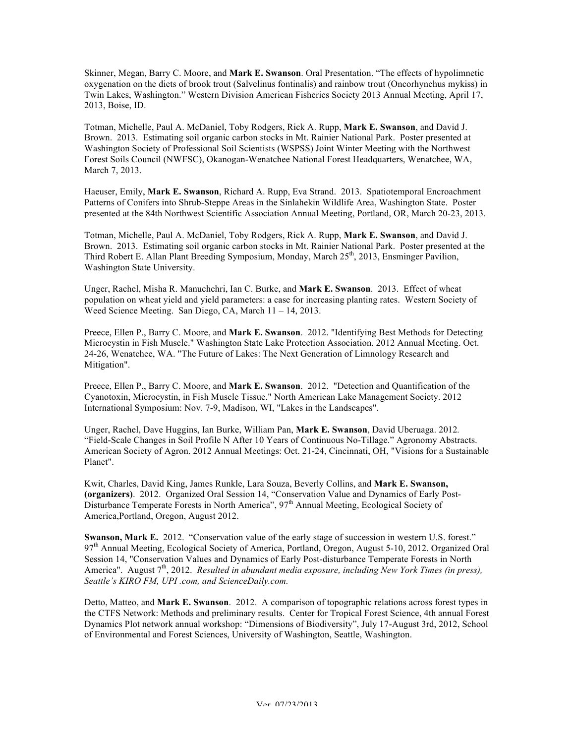Skinner, Megan, Barry C. Moore, and **Mark E. Swanson**. Oral Presentation. "The effects of hypolimnetic oxygenation on the diets of brook trout (Salvelinus fontinalis) and rainbow trout (Oncorhynchus mykiss) in Twin Lakes, Washington." Western Division American Fisheries Society 2013 Annual Meeting, April 17, 2013, Boise, ID.

Totman, Michelle, Paul A. McDaniel, Toby Rodgers, Rick A. Rupp, **Mark E. Swanson**, and David J. Brown. 2013. Estimating soil organic carbon stocks in Mt. Rainier National Park. Poster presented at Washington Society of Professional Soil Scientists (WSPSS) Joint Winter Meeting with the Northwest Forest Soils Council (NWFSC), Okanogan-Wenatchee National Forest Headquarters, Wenatchee, WA, March 7, 2013.

Haeuser, Emily, **Mark E. Swanson**, Richard A. Rupp, Eva Strand. 2013. Spatiotemporal Encroachment Patterns of Conifers into Shrub-Steppe Areas in the Sinlahekin Wildlife Area, Washington State. Poster presented at the 84th Northwest Scientific Association Annual Meeting, Portland, OR, March 20-23, 2013.

Totman, Michelle, Paul A. McDaniel, Toby Rodgers, Rick A. Rupp, **Mark E. Swanson**, and David J. Brown. 2013. Estimating soil organic carbon stocks in Mt. Rainier National Park. Poster presented at the Third Robert E. Allan Plant Breeding Symposium, Monday, March 25th, 2013, Ensminger Pavilion, Washington State University.

Unger, Rachel, Misha R. Manuchehri, Ian C. Burke, and **Mark E. Swanson**. 2013. Effect of wheat population on wheat yield and yield parameters: a case for increasing planting rates. Western Society of Weed Science Meeting. San Diego, CA, March 11 – 14, 2013.

Preece, Ellen P., Barry C. Moore, and **Mark E. Swanson**. 2012. "Identifying Best Methods for Detecting Microcystin in Fish Muscle." Washington State Lake Protection Association. 2012 Annual Meeting. Oct. 24-26, Wenatchee, WA. "The Future of Lakes: The Next Generation of Limnology Research and Mitigation".

Preece, Ellen P., Barry C. Moore, and **Mark E. Swanson**. 2012. "Detection and Quantification of the Cyanotoxin, Microcystin, in Fish Muscle Tissue." North American Lake Management Society. 2012 International Symposium: Nov. 7-9, Madison, WI, "Lakes in the Landscapes".

Unger, Rachel, Dave Huggins, Ian Burke, William Pan, **Mark E. Swanson**, David Uberuaga. 2012. "Field-Scale Changes in Soil Profile N After 10 Years of Continuous No-Tillage." Agronomy Abstracts. American Society of Agron. 2012 Annual Meetings: Oct. 21-24, Cincinnati, OH, "Visions for a Sustainable Planet".

Kwit, Charles, David King, James Runkle, Lara Souza, Beverly Collins, and **Mark E. Swanson, (organizers)**. 2012. Organized Oral Session 14, "Conservation Value and Dynamics of Early Post-Disturbance Temperate Forests in North America", 97th Annual Meeting, Ecological Society of America,Portland, Oregon, August 2012.

**Swanson, Mark E.** 2012. "Conservation value of the early stage of succession in western U.S. forest." 97th Annual Meeting, Ecological Society of America, Portland, Oregon, August 5-10, 2012. Organized Oral Session 14, "Conservation Values and Dynamics of Early Post-disturbance Temperate Forests in North America". August 7th, 2012. *Resulted in abundant media exposure, including New York Times (in press), Seattle's KIRO FM, UPI .com, and ScienceDaily.com.*

Detto, Matteo, and **Mark E. Swanson**. 2012. A comparison of topographic relations across forest types in the CTFS Network: Methods and preliminary results. Center for Tropical Forest Science, 4th annual Forest Dynamics Plot network annual workshop: "Dimensions of Biodiversity", July 17-August 3rd, 2012, School of Environmental and Forest Sciences, University of Washington, Seattle, Washington.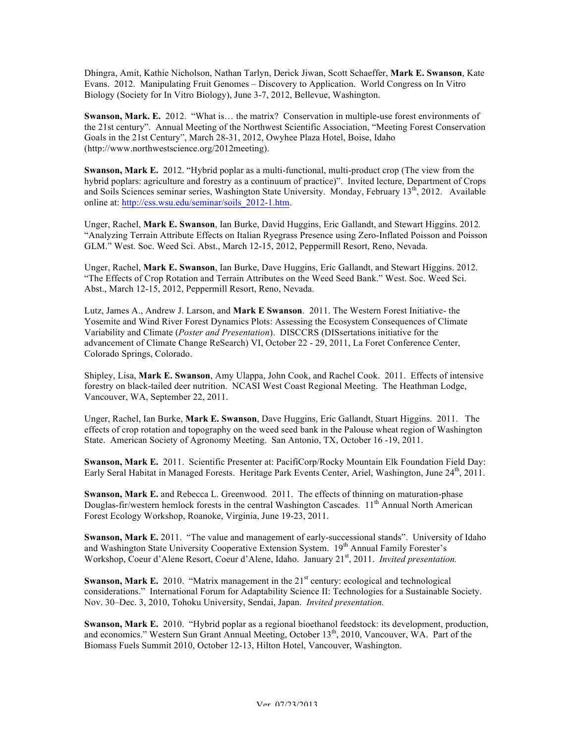Dhingra, Amit, Kathie Nicholson, Nathan Tarlyn, Derick Jiwan, Scott Schaeffer, **Mark E. Swanson**, Kate Evans. 2012. Manipulating Fruit Genomes – Discovery to Application. World Congress on In Vitro Biology (Society for In Vitro Biology), June 3-7, 2012, Bellevue, Washington.

**Swanson, Mark. E.** 2012. "What is… the matrix? Conservation in multiple-use forest environments of the 21st century". Annual Meeting of the Northwest Scientific Association, "Meeting Forest Conservation Goals in the 21st Century", March 28-31, 2012, Owyhee Plaza Hotel, Boise, Idaho (http://www.northwestscience.org/2012meeting).

**Swanson, Mark E.** 2012. "Hybrid poplar as a multi-functional, multi-product crop (The view from the hybrid poplars: agriculture and forestry as a continuum of practice)". Invited lecture, Department of Crops and Soils Sciences seminar series, Washington State University. Monday, February 13th, 2012. Available online at: http://css.wsu.edu/seminar/soils_2012-1.htm.

Unger, Rachel, **Mark E. Swanson**, Ian Burke, David Huggins, Eric Gallandt, and Stewart Higgins. 2012. "Analyzing Terrain Attribute Effects on Italian Ryegrass Presence using Zero-Inflated Poisson and Poisson GLM." West. Soc. Weed Sci. Abst., March 12-15, 2012, Peppermill Resort, Reno, Nevada.

Unger, Rachel, **Mark E. Swanson**, Ian Burke, Dave Huggins, Eric Gallandt, and Stewart Higgins. 2012. "The Effects of Crop Rotation and Terrain Attributes on the Weed Seed Bank." West. Soc. Weed Sci. Abst., March 12-15, 2012, Peppermill Resort, Reno, Nevada.

Lutz, James A., Andrew J. Larson, and **Mark E Swanson**. 2011. The Western Forest Initiative- the Yosemite and Wind River Forest Dynamics Plots: Assessing the Ecosystem Consequences of Climate Variability and Climate (*Poster and Presentation*). DISCCRS (DISsertations initiative for the advancement of Climate Change ReSearch) VI, October 22 - 29, 2011, La Foret Conference Center, Colorado Springs, Colorado.

Shipley, Lisa, **Mark E. Swanson**, Amy Ulappa, John Cook, and Rachel Cook. 2011. Effects of intensive forestry on black-tailed deer nutrition. NCASI West Coast Regional Meeting. The Heathman Lodge, Vancouver, WA, September 22, 2011.

Unger, Rachel, Ian Burke, **Mark E. Swanson**, Dave Huggins, Eric Gallandt, Stuart Higgins. 2011. The effects of crop rotation and topography on the weed seed bank in the Palouse wheat region of Washington State. American Society of Agronomy Meeting. San Antonio, TX, October 16 -19, 2011.

**Swanson, Mark E.** 2011. Scientific Presenter at: PacifiCorp/Rocky Mountain Elk Foundation Field Day: Early Seral Habitat in Managed Forests. Heritage Park Events Center, Ariel, Washington, June 24th, 2011.

**Swanson, Mark E.** and Rebecca L. Greenwood. 2011. The effects of thinning on maturation-phase Douglas-fir/western hemlock forests in the central Washington Cascades. 11th Annual North American Forest Ecology Workshop, Roanoke, Virginia, June 19-23, 2011.

**Swanson, Mark E.** 2011. "The value and management of early-successional stands". University of Idaho and Washington State University Cooperative Extension System. 19th Annual Family Forester's Workshop, Coeur d'Alene Resort, Coeur d'Alene, Idaho. January 21st, 2011. *Invited presentation.*

**Swanson, Mark E.** 2010. "Matrix management in the 21st century: ecological and technological considerations." International Forum for Adaptability Science II: Technologies for a Sustainable Society. Nov. 30–Dec. 3, 2010, Tohoku University, Sendai, Japan. *Invited presentation.*

**Swanson, Mark E.** 2010. "Hybrid poplar as a regional bioethanol feedstock: its development, production, and economics." Western Sun Grant Annual Meeting, October 13th, 2010, Vancouver, WA. Part of the Biomass Fuels Summit 2010, October 12-13, Hilton Hotel, Vancouver, Washington.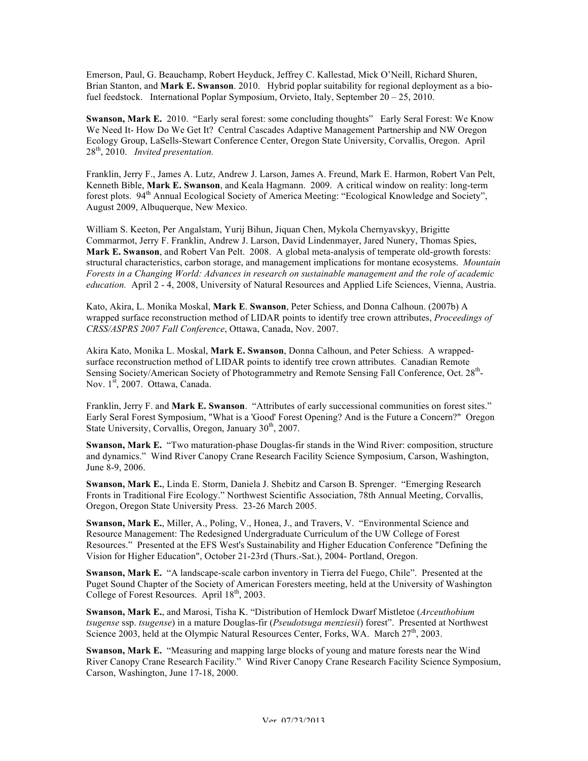Emerson, Paul, G. Beauchamp, Robert Heyduck, Jeffrey C. Kallestad, Mick O'Neill, Richard Shuren, Brian Stanton, and **Mark E. Swanson**. 2010. Hybrid poplar suitability for regional deployment as a bio-fuel feedstock. International Poplar Symposium, Orvieto, Italy, September 20 – 25, 2010.

**Swanson, Mark E.** 2010. "Early seral forest: some concluding thoughts" Early Seral Forest: We Know We Need It- How Do We Get It? Central Cascades Adaptive Management Partnership and NW Oregon Ecology Group, LaSells-Stewart Conference Center, Oregon State University, Corvallis, Oregon. April 28th, 2010. *Invited presentation.*

Franklin, Jerry F., James A. Lutz, Andrew J. Larson, James A. Freund, Mark E. Harmon, Robert Van Pelt, Kenneth Bible, **Mark E. Swanson**, and Keala Hagmann. 2009. A critical window on reality: long-term forest plots. 94th Annual Ecological Society of America Meeting: "Ecological Knowledge and Society", August 2009, Albuquerque, New Mexico.

William S. Keeton, Per Angalstam, Yurij Bihun, Jiquan Chen, Mykola Chernyavskyy, Brigitte Commarmot, Jerry F. Franklin, Andrew J. Larson, David Lindenmayer, Jared Nunery, Thomas Spies, **Mark E. Swanson**, and Robert Van Pelt. 2008. A global meta-analysis of temperate old-growth forests: structural characteristics, carbon storage, and management implications for montane ecosystems. *Mountain Forests in a Changing World: Advances in research on sustainable management and the role of academic education.* April 2 - 4, 2008, University of Natural Resources and Applied Life Sciences, Vienna, Austria.

Kato, Akira, L. Monika Moskal, **Mark E. Swanson**, Peter Schiess, and Donna Calhoun. (2007b) A wrapped surface reconstruction method of LIDAR points to identify tree crown attributes, *Proceedings of CRSS/ASPRS 2007 Fall Conference*, Ottawa, Canada, Nov. 2007.

Akira Kato, Monika L. Moskal, **Mark E. Swanson**, Donna Calhoun, and Peter Schiess. A wrapped-surface reconstruction method of LIDAR points to identify tree crown attributes. Canadian Remote Sensing Society/American Society of Photogrammetry and Remote Sensing Fall Conference, Oct. 28th-Nov. 1st, 2007. Ottawa, Canada.

Franklin, Jerry F. and **Mark E. Swanson**. "Attributes of early successional communities on forest sites." Early Seral Forest Symposium, "What is a 'Good' Forest Opening? And is the Future a Concern?" Oregon State University, Corvallis, Oregon, January 30th, 2007.

**Swanson, Mark E.** "Two maturation-phase Douglas-fir stands in the Wind River: composition, structure and dynamics." Wind River Canopy Crane Research Facility Science Symposium, Carson, Washington, June 8-9, 2006.

**Swanson, Mark E.**, Linda E. Storm, Daniela J. Shebitz and Carson B. Sprenger. "Emerging Research Fronts in Traditional Fire Ecology." Northwest Scientific Association, 78th Annual Meeting, Corvallis, Oregon, Oregon State University Press. 23-26 March 2005.

**Swanson, Mark E.**, Miller, A., Poling, V., Honea, J., and Travers, V. "Environmental Science and Resource Management: The Redesigned Undergraduate Curriculum of the UW College of Forest Resources." Presented at the EFS West's Sustainability and Higher Education Conference "Defining the Vision for Higher Education", October 21-23rd (Thurs.-Sat.), 2004- Portland, Oregon.

**Swanson, Mark E.** "A landscape-scale carbon inventory in Tierra del Fuego, Chile". Presented at the Puget Sound Chapter of the Society of American Foresters meeting, held at the University of Washington College of Forest Resources. April 18th, 2003.

**Swanson, Mark E.**, and Marosi, Tisha K. "Distribution of Hemlock Dwarf Mistletoe (*Arceuthobium tsugense* ssp. *tsugense*) in a mature Douglas-fir (*Pseudotsuga menziesii*) forest". Presented at Northwest Science 2003, held at the Olympic Natural Resources Center, Forks, WA. March 27th, 2003.

**Swanson, Mark E.** "Measuring and mapping large blocks of young and mature forests near the Wind River Canopy Crane Research Facility." Wind River Canopy Crane Research Facility Science Symposium, Carson, Washington, June 17-18, 2000.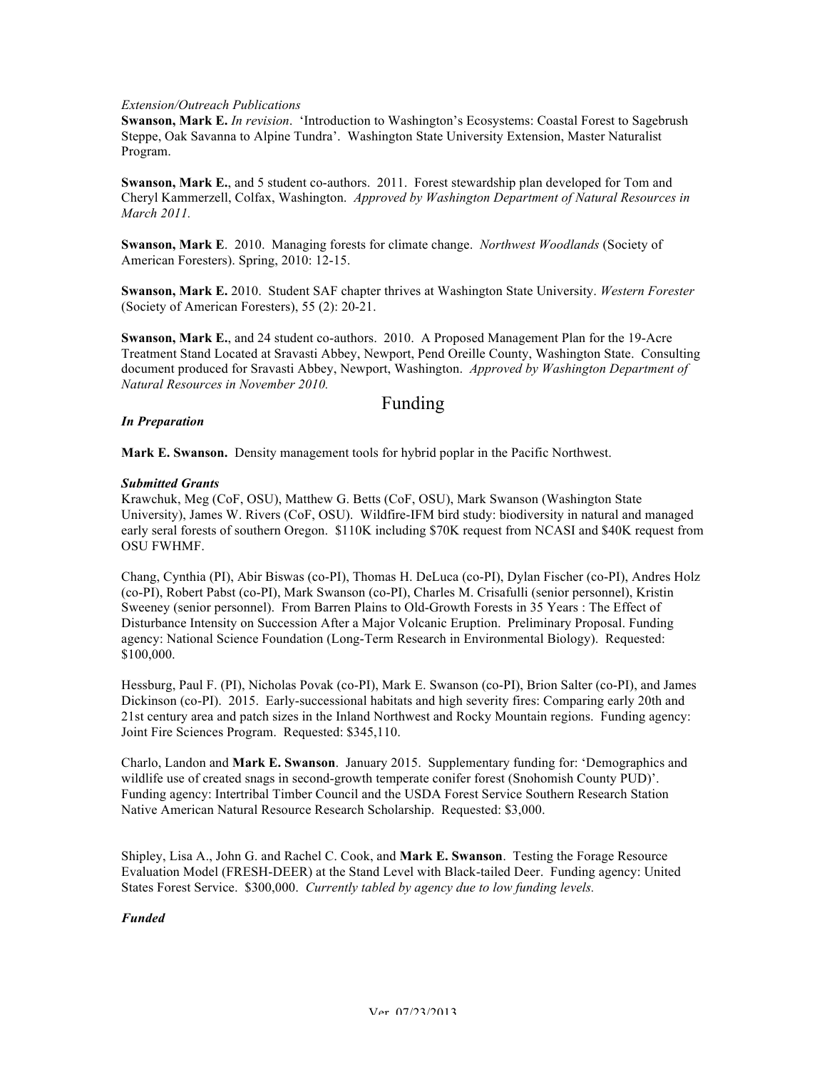*Extension/Outreach Publications*

**Swanson, Mark E.** *In revision*. 'Introduction to Washington's Ecosystems: Coastal Forest to Sagebrush Steppe, Oak Savanna to Alpine Tundra'. Washington State University Extension, Master Naturalist Program.

**Swanson, Mark E.**, and 5 student co-authors. 2011. Forest stewardship plan developed for Tom and Cheryl Kammerzell, Colfax, Washington. *Approved by Washington Department of Natural Resources in March 2011.*

**Swanson, Mark E**. 2010. Managing forests for climate change. *Northwest Woodlands* (Society of American Foresters). Spring, 2010: 12-15.

**Swanson, Mark E.** 2010. Student SAF chapter thrives at Washington State University. *Western Forester* (Society of American Foresters), 55 (2): 20-21.

**Swanson, Mark E.**, and 24 student co-authors. 2010. A Proposed Management Plan for the 19-Acre Treatment Stand Located at Sravasti Abbey, Newport, Pend Oreille County, Washington State. Consulting document produced for Sravasti Abbey, Newport, Washington. *Approved by Washington Department of Natural Resources in November 2010.*

# Funding

***In Preparation***

**Mark E. Swanson.** Density management tools for hybrid poplar in the Pacific Northwest.

***Submitted Grants***

Krawchuk, Meg (CoF, OSU), Matthew G. Betts (CoF, OSU), Mark Swanson (Washington State University), James W. Rivers (CoF, OSU). Wildfire-IFM bird study: biodiversity in natural and managed early seral forests of southern Oregon. $110K including $70K request from NCASI and $40K request from OSU FWHMF.

Chang, Cynthia (PI), Abir Biswas (co-PI), Thomas H. DeLuca (co-PI), Dylan Fischer (co-PI), Andres Holz (co-PI), Robert Pabst (co-PI), Mark Swanson (co-PI), Charles M. Crisafulli (senior personnel), Kristin Sweeney (senior personnel). From Barren Plains to Old-Growth Forests in 35 Years : The Effect of Disturbance Intensity on Succession After a Major Volcanic Eruption. Preliminary Proposal. Funding agency: National Science Foundation (Long-Term Research in Environmental Biology). Requested: $100,000.

Hessburg, Paul F. (PI), Nicholas Povak (co-PI), Mark E. Swanson (co-PI), Brion Salter (co-PI), and James Dickinson (co-PI). 2015. Early-successional habitats and high severity fires: Comparing early 20th and 21st century area and patch sizes in the Inland Northwest and Rocky Mountain regions. Funding agency: Joint Fire Sciences Program. Requested: $345,110.

Charlo, Landon and **Mark E. Swanson**. January 2015. Supplementary funding for: 'Demographics and wildlife use of created snags in second-growth temperate conifer forest (Snohomish County PUD)'. Funding agency: Intertribal Timber Council and the USDA Forest Service Southern Research Station Native American Natural Resource Research Scholarship. Requested: $3,000.

Shipley, Lisa A., John G. and Rachel C. Cook, and **Mark E. Swanson**. Testing the Forage Resource Evaluation Model (FRESH-DEER) at the Stand Level with Black-tailed Deer. Funding agency: United States Forest Service. $300,000. *Currently tabled by agency due to low funding levels.*

***Funded***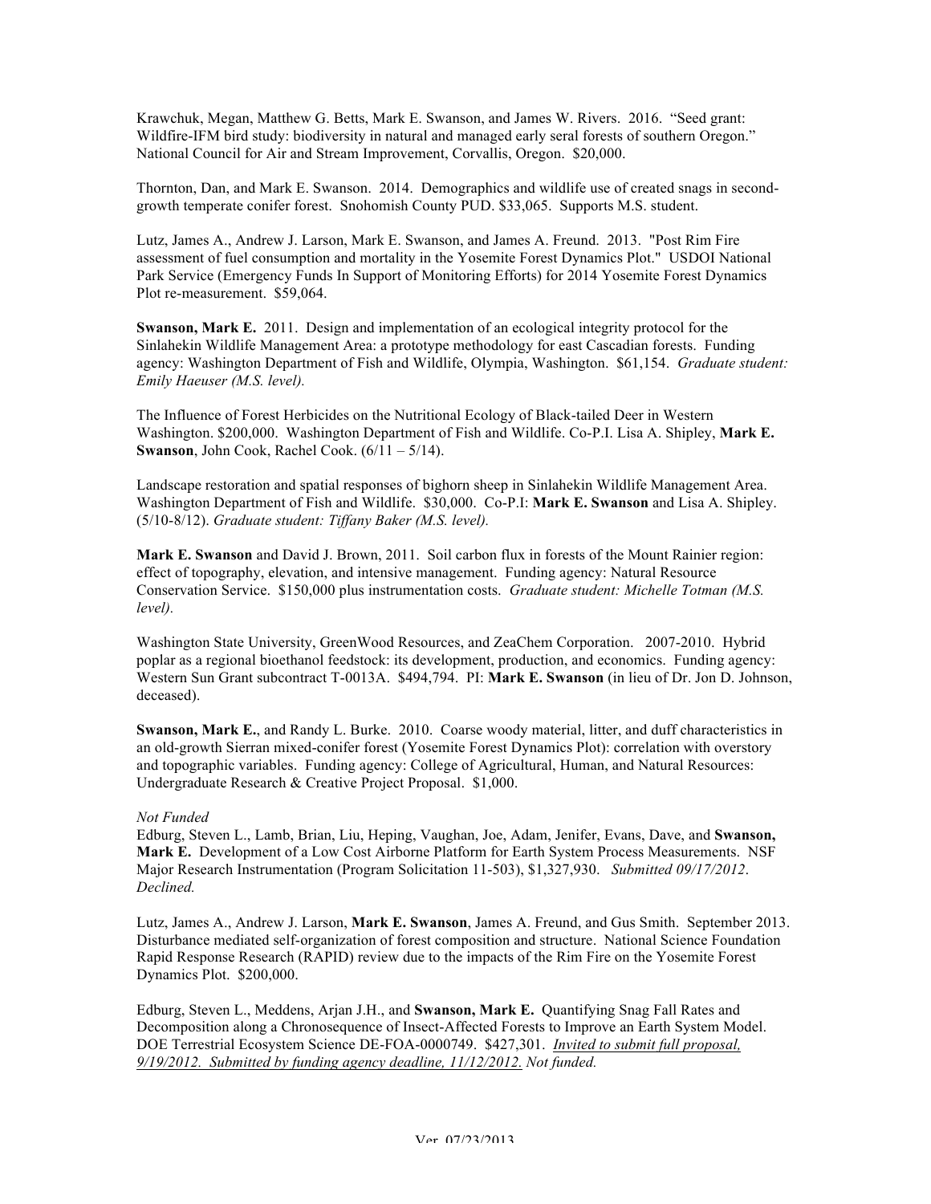Krawchuk, Megan, Matthew G. Betts, Mark E. Swanson, and James W. Rivers. 2016. "Seed grant: Wildfire-IFM bird study: biodiversity in natural and managed early seral forests of southern Oregon." National Council for Air and Stream Improvement, Corvallis, Oregon. $20,000.

Thornton, Dan, and Mark E. Swanson. 2014. Demographics and wildlife use of created snags in second-growth temperate conifer forest. Snohomish County PUD. $33,065. Supports M.S. student.

Lutz, James A., Andrew J. Larson, Mark E. Swanson, and James A. Freund. 2013. "Post Rim Fire assessment of fuel consumption and mortality in the Yosemite Forest Dynamics Plot." USDOI National Park Service (Emergency Funds In Support of Monitoring Efforts) for 2014 Yosemite Forest Dynamics Plot re-measurement. $59,064.

**Swanson, Mark E.** 2011. Design and implementation of an ecological integrity protocol for the Sinlahekin Wildlife Management Area: a prototype methodology for east Cascadian forests. Funding agency: Washington Department of Fish and Wildlife, Olympia, Washington. $61,154. *Graduate student: Emily Haeuser (M.S. level).*

The Influence of Forest Herbicides on the Nutritional Ecology of Black-tailed Deer in Western Washington. $200,000. Washington Department of Fish and Wildlife. Co-P.I. Lisa A. Shipley, **Mark E. Swanson**, John Cook, Rachel Cook. (6/11 – 5/14).

Landscape restoration and spatial responses of bighorn sheep in Sinlahekin Wildlife Management Area. Washington Department of Fish and Wildlife. $30,000. Co-P.I: **Mark E. Swanson** and Lisa A. Shipley. (5/10-8/12). *Graduate student: Tiffany Baker (M.S. level).*

**Mark E. Swanson** and David J. Brown, 2011. Soil carbon flux in forests of the Mount Rainier region: effect of topography, elevation, and intensive management. Funding agency: Natural Resource Conservation Service. $150,000 plus instrumentation costs. *Graduate student: Michelle Totman (M.S. level).*

Washington State University, GreenWood Resources, and ZeaChem Corporation. 2007-2010. Hybrid poplar as a regional bioethanol feedstock: its development, production, and economics. Funding agency: Western Sun Grant subcontract T-0013A. $494,794. PI: **Mark E. Swanson** (in lieu of Dr. Jon D. Johnson, deceased).

**Swanson, Mark E.**, and Randy L. Burke. 2010. Coarse woody material, litter, and duff characteristics in an old-growth Sierran mixed-conifer forest (Yosemite Forest Dynamics Plot): correlation with overstory and topographic variables. Funding agency: College of Agricultural, Human, and Natural Resources: Undergraduate Research & Creative Project Proposal. $1,000.

*Not Funded*

Edburg, Steven L., Lamb, Brian, Liu, Heping, Vaughan, Joe, Adam, Jenifer, Evans, Dave, and **Swanson, Mark E.** Development of a Low Cost Airborne Platform for Earth System Process Measurements. NSF Major Research Instrumentation (Program Solicitation 11-503), $1,327,930. *Submitted 09/17/2012. Declined.*

Lutz, James A., Andrew J. Larson, **Mark E. Swanson**, James A. Freund, and Gus Smith. September 2013. Disturbance mediated self-organization of forest composition and structure. National Science Foundation Rapid Response Research (RAPID) review due to the impacts of the Rim Fire on the Yosemite Forest Dynamics Plot. $200,000.

Edburg, Steven L., Meddens, Arjan J.H., and **Swanson, Mark E.** Quantifying Snag Fall Rates and Decomposition along a Chronosequence of Insect-Affected Forests to Improve an Earth System Model. DOE Terrestrial Ecosystem Science DE-FOA-0000749. $427,301. *Invited to submit full proposal, 9/19/2012. Submitted by funding agency deadline, 11/12/2012. Not funded.*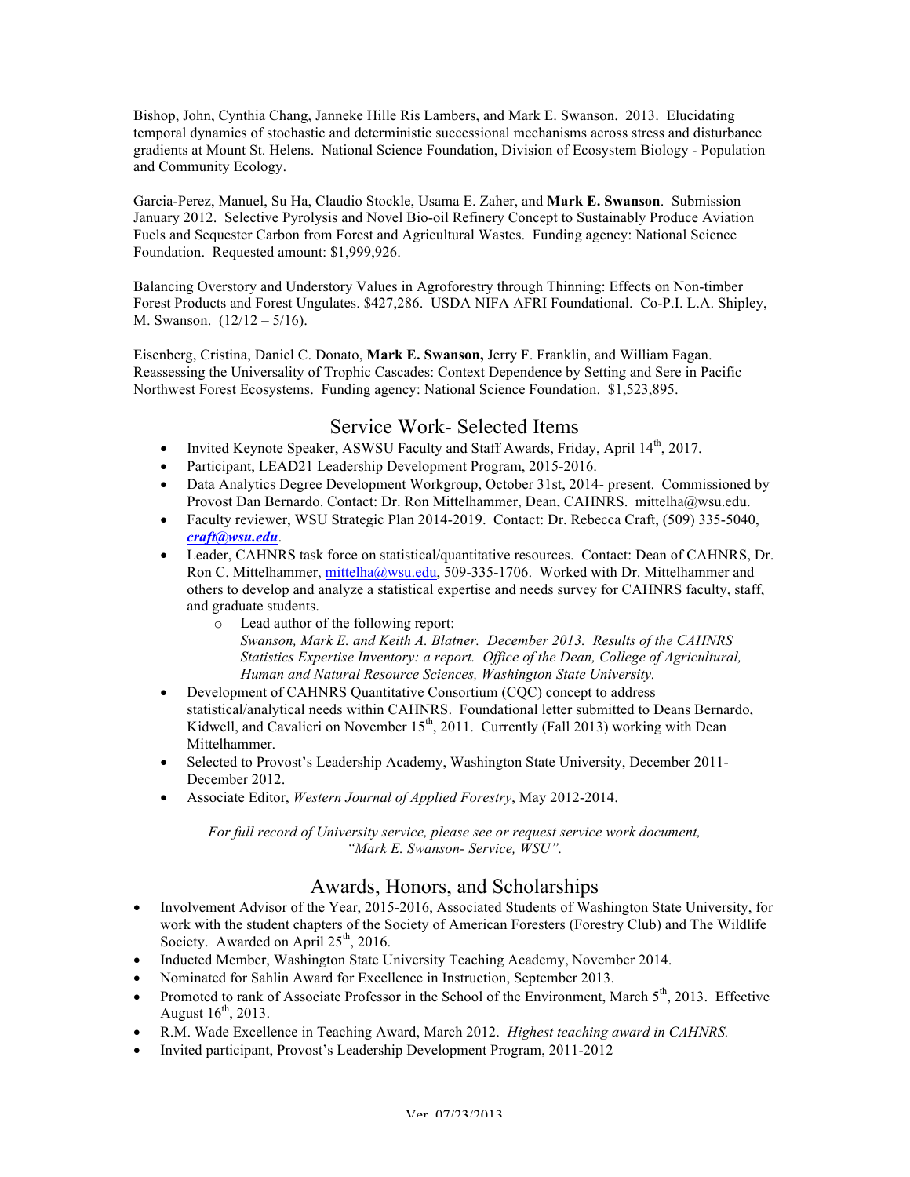Bishop, John, Cynthia Chang, Janneke Hille Ris Lambers, and Mark E. Swanson. 2013. Elucidating temporal dynamics of stochastic and deterministic successional mechanisms across stress and disturbance gradients at Mount St. Helens. National Science Foundation, Division of Ecosystem Biology - Population and Community Ecology.

Garcia-Perez, Manuel, Su Ha, Claudio Stockle, Usama E. Zaher, and **Mark E. Swanson**. Submission January 2012. Selective Pyrolysis and Novel Bio-oil Refinery Concept to Sustainably Produce Aviation Fuels and Sequester Carbon from Forest and Agricultural Wastes. Funding agency: National Science Foundation. Requested amount: $1,999,926.

Balancing Overstory and Understory Values in Agroforestry through Thinning: Effects on Non-timber Forest Products and Forest Ungulates. $427,286. USDA NIFA AFRI Foundational. Co-P.I. L.A. Shipley, M. Swanson. (12/12 – 5/16).

Eisenberg, Cristina, Daniel C. Donato, **Mark E. Swanson,** Jerry F. Franklin, and William Fagan. Reassessing the Universality of Trophic Cascades: Context Dependence by Setting and Sere in Pacific Northwest Forest Ecosystems. Funding agency: National Science Foundation. $1,523,895.

## Service Work- Selected Items

- Invited Keynote Speaker, ASWSU Faculty and Staff Awards, Friday, April 14th, 2017.
- Participant, LEAD21 Leadership Development Program, 2015-2016.
- Data Analytics Degree Development Workgroup, October 31st, 2014- present. Commissioned by Provost Dan Bernardo. Contact: Dr. Ron Mittelhammer, Dean, CAHNRS. mittelha@wsu.edu.
- Faculty reviewer, WSU Strategic Plan 2014-2019. Contact: Dr. Rebecca Craft, (509) 335-5040, ***craft@wsu.edu***.
- Leader, CAHNRS task force on statistical/quantitative resources. Contact: Dean of CAHNRS, Dr. Ron C. Mittelhammer, mittelha@wsu.edu, 509-335-1706. Worked with Dr. Mittelhammer and others to develop and analyze a statistical expertise and needs survey for CAHNRS faculty, staff, and graduate students.
    - Lead author of the following report:
      *Swanson, Mark E. and Keith A. Blatner. December 2013. Results of the CAHNRS Statistics Expertise Inventory: a report. Office of the Dean, College of Agricultural, Human and Natural Resource Sciences, Washington State University.*
- Development of CAHNRS Quantitative Consortium (CQC) concept to address statistical/analytical needs within CAHNRS. Foundational letter submitted to Deans Bernardo, Kidwell, and Cavalieri on November 15th, 2011. Currently (Fall 2013) working with Dean Mittelhammer.
- Selected to Provost's Leadership Academy, Washington State University, December 2011-December 2012.
- Associate Editor, *Western Journal of Applied Forestry*, May 2012-2014.

*For full record of University service, please see or request service work document, "Mark E. Swanson- Service, WSU".*

## Awards, Honors, and Scholarships

- Involvement Advisor of the Year, 2015-2016, Associated Students of Washington State University, for work with the student chapters of the Society of American Foresters (Forestry Club) and The Wildlife Society. Awarded on April 25th, 2016.
- Inducted Member, Washington State University Teaching Academy, November 2014.
- Nominated for Sahlin Award for Excellence in Instruction, September 2013.
- Promoted to rank of Associate Professor in the School of the Environment, March 5th, 2013. Effective August 16th, 2013.
- R.M. Wade Excellence in Teaching Award, March 2012. *Highest teaching award in CAHNRS.*
- Invited participant, Provost's Leadership Development Program, 2011-2012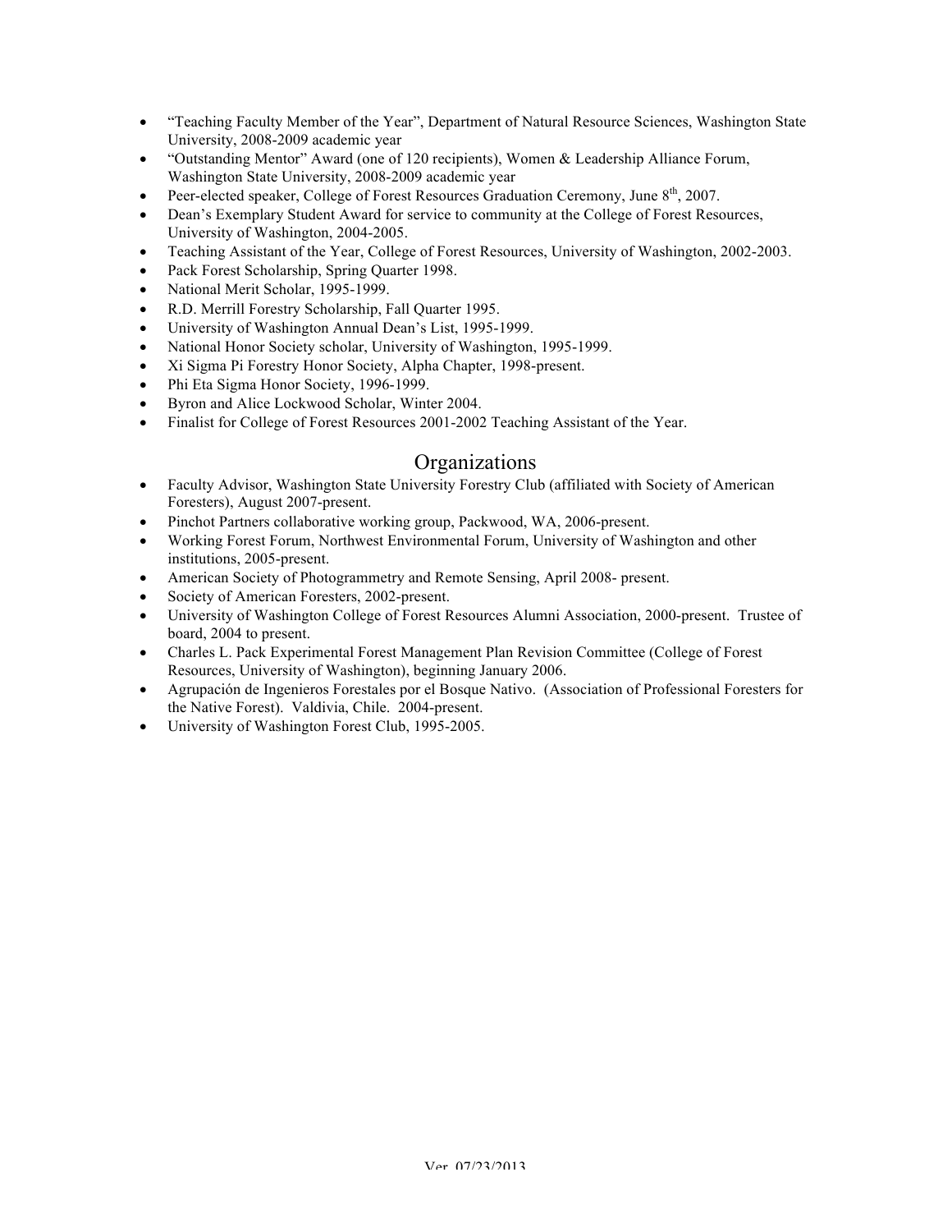- "Teaching Faculty Member of the Year", Department of Natural Resource Sciences, Washington State University, 2008-2009 academic year
- "Outstanding Mentor" Award (one of 120 recipients), Women & Leadership Alliance Forum, Washington State University, 2008-2009 academic year
- Peer-elected speaker, College of Forest Resources Graduation Ceremony, June 8th, 2007.
- Dean's Exemplary Student Award for service to community at the College of Forest Resources, University of Washington, 2004-2005.
- Teaching Assistant of the Year, College of Forest Resources, University of Washington, 2002-2003.
- Pack Forest Scholarship, Spring Quarter 1998.
- National Merit Scholar, 1995-1999.
- R.D. Merrill Forestry Scholarship, Fall Quarter 1995.
- University of Washington Annual Dean's List, 1995-1999.
- National Honor Society scholar, University of Washington, 1995-1999.
- Xi Sigma Pi Forestry Honor Society, Alpha Chapter, 1998-present.
- Phi Eta Sigma Honor Society, 1996-1999.
- Byron and Alice Lockwood Scholar, Winter 2004.
- Finalist for College of Forest Resources 2001-2002 Teaching Assistant of the Year.

## Organizations

- Faculty Advisor, Washington State University Forestry Club (affiliated with Society of American Foresters), August 2007-present.
- Pinchot Partners collaborative working group, Packwood, WA, 2006-present.
- Working Forest Forum, Northwest Environmental Forum, University of Washington and other institutions, 2005-present.
- American Society of Photogrammetry and Remote Sensing, April 2008- present.
- Society of American Foresters, 2002-present.
- University of Washington College of Forest Resources Alumni Association, 2000-present. Trustee of board, 2004 to present.
- Charles L. Pack Experimental Forest Management Plan Revision Committee (College of Forest Resources, University of Washington), beginning January 2006.
- Agrupación de Ingenieros Forestales por el Bosque Nativo. (Association of Professional Foresters for the Native Forest). Valdivia, Chile. 2004-present.
- University of Washington Forest Club, 1995-2005.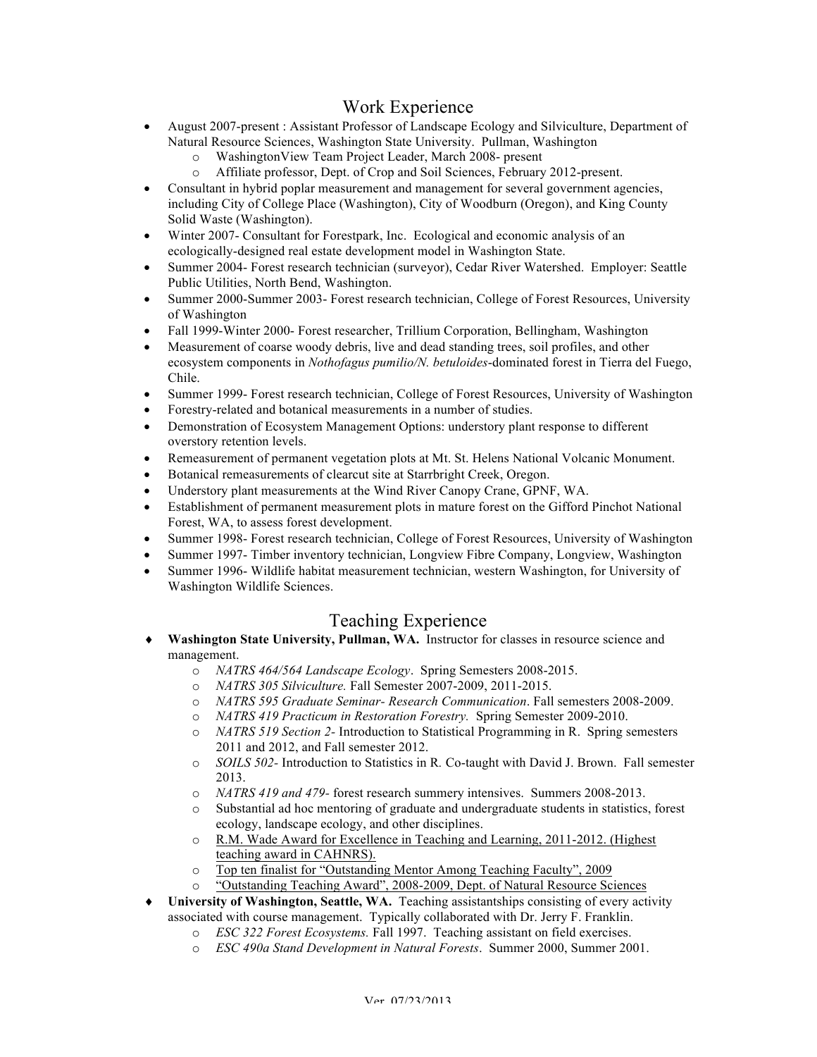## Work Experience

- August 2007-present : Assistant Professor of Landscape Ecology and Silviculture, Department of Natural Resource Sciences, Washington State University. Pullman, Washington
  - WashingtonView Team Project Leader, March 2008- present
  - Affiliate professor, Dept. of Crop and Soil Sciences, February 2012-present.
- Consultant in hybrid poplar measurement and management for several government agencies, including City of College Place (Washington), City of Woodburn (Oregon), and King County Solid Waste (Washington).
- Winter 2007- Consultant for Forestpark, Inc. Ecological and economic analysis of an ecologically-designed real estate development model in Washington State.
- Summer 2004- Forest research technician (surveyor), Cedar River Watershed. Employer: Seattle Public Utilities, North Bend, Washington.
- Summer 2000-Summer 2003- Forest research technician, College of Forest Resources, University of Washington
- Fall 1999-Winter 2000- Forest researcher, Trillium Corporation, Bellingham, Washington
- Measurement of coarse woody debris, live and dead standing trees, soil profiles, and other ecosystem components in *Nothofagus pumilio/N. betuloides*-dominated forest in Tierra del Fuego, Chile.
- Summer 1999- Forest research technician, College of Forest Resources, University of Washington
- Forestry-related and botanical measurements in a number of studies.
- Demonstration of Ecosystem Management Options: understory plant response to different overstory retention levels.
- Remeasurement of permanent vegetation plots at Mt. St. Helens National Volcanic Monument.
- Botanical remeasurements of clearcut site at Starrbright Creek, Oregon.
- Understory plant measurements at the Wind River Canopy Crane, GPNF, WA.
- Establishment of permanent measurement plots in mature forest on the Gifford Pinchot National Forest, WA, to assess forest development.
- Summer 1998- Forest research technician, College of Forest Resources, University of Washington
- Summer 1997- Timber inventory technician, Longview Fibre Company, Longview, Washington
- Summer 1996- Wildlife habitat measurement technician, western Washington, for University of Washington Wildlife Sciences.

## Teaching Experience

- **Washington State University, Pullman, WA.** Instructor for classes in resource science and management.
  - *NATRS 464/564 Landscape Ecology*. Spring Semesters 2008-2015.
  - *NATRS 305 Silviculture.* Fall Semester 2007-2009, 2011-2015.
  - *NATRS 595 Graduate Seminar- Research Communication*. Fall semesters 2008-2009.
  - *NATRS 419 Practicum in Restoration Forestry.* Spring Semester 2009-2010.
  - *NATRS 519 Section 2-* Introduction to Statistical Programming in R. Spring semesters 2011 and 2012, and Fall semester 2012.
  - *SOILS 502-* Introduction to Statistics in R. Co-taught with David J. Brown. Fall semester 2013.
  - *NATRS 419 and 479-* forest research summery intensives. Summers 2008-2013.
  - Substantial ad hoc mentoring of graduate and undergraduate students in statistics, forest ecology, landscape ecology, and other disciplines.
  - R.M. Wade Award for Excellence in Teaching and Learning, 2011-2012. (Highest teaching award in CAHNRS).
  - Top ten finalist for "Outstanding Mentor Among Teaching Faculty", 2009
  - "Outstanding Teaching Award", 2008-2009, Dept. of Natural Resource Sciences
- **University of Washington, Seattle, WA.** Teaching assistantships consisting of every activity associated with course management. Typically collaborated with Dr. Jerry F. Franklin.
  - *ESC 322 Forest Ecosystems.* Fall 1997. Teaching assistant on field exercises.
  - *ESC 490a Stand Development in Natural Forests*. Summer 2000, Summer 2001.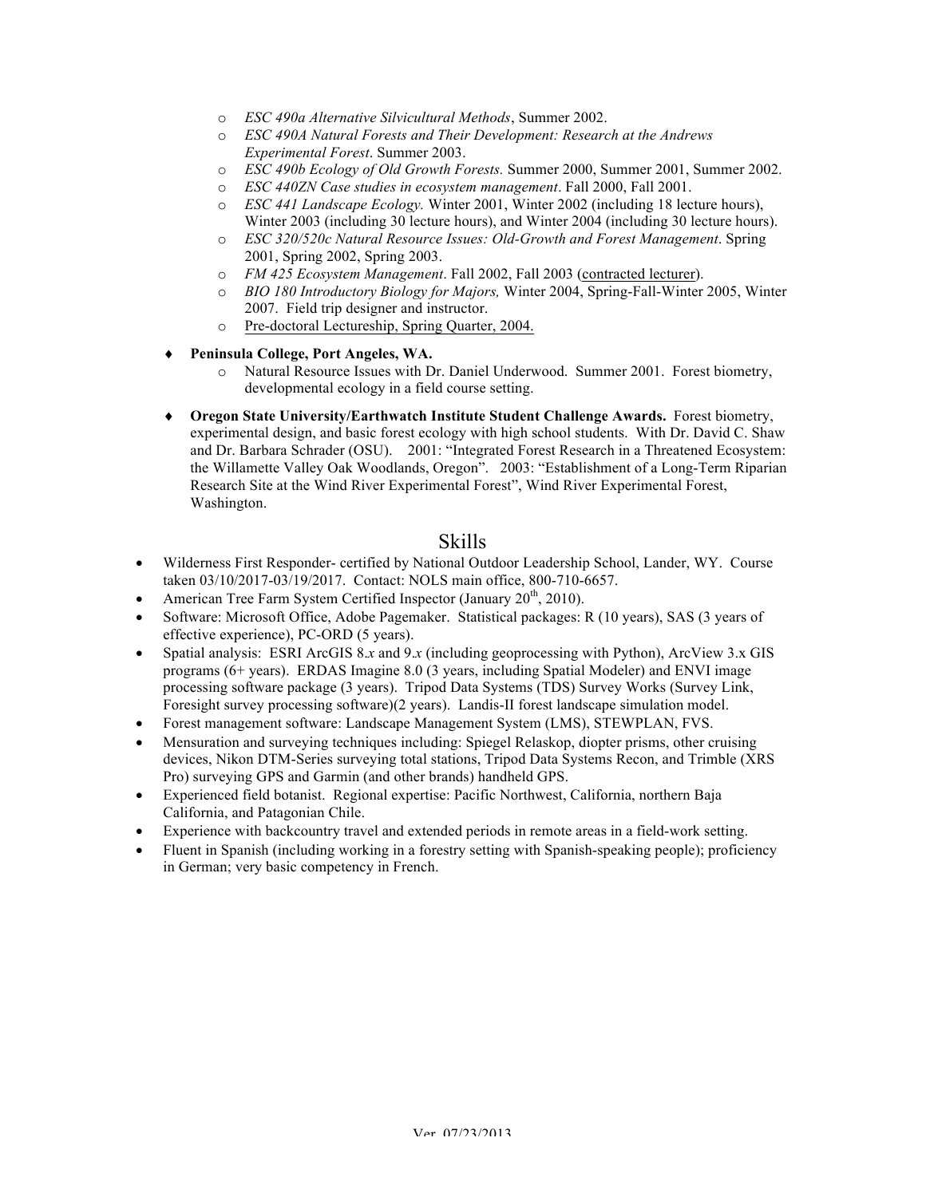- *ESC 490a Alternative Silvicultural Methods*, Summer 2002.
- *ESC 490A Natural Forests and Their Development: Research at the Andrews Experimental Forest*. Summer 2003.
- *ESC 490b Ecology of Old Growth Forests.* Summer 2000, Summer 2001, Summer 2002.
- *ESC 440ZN Case studies in ecosystem management*. Fall 2000, Fall 2001.
- *ESC 441 Landscape Ecology.* Winter 2001, Winter 2002 (including 18 lecture hours), Winter 2003 (including 30 lecture hours), and Winter 2004 (including 30 lecture hours).
- *ESC 320/520c Natural Resource Issues: Old-Growth and Forest Management*. Spring 2001, Spring 2002, Spring 2003.
- *FM 425 Ecosystem Management*. Fall 2002, Fall 2003 (contracted lecturer).
- *BIO 180 Introductory Biology for Majors,* Winter 2004, Spring-Fall-Winter 2005, Winter 2007. Field trip designer and instructor.
- Pre-doctoral Lectureship, Spring Quarter, 2004.

♦ **Peninsula College, Port Angeles, WA.**
  - Natural Resource Issues with Dr. Daniel Underwood. Summer 2001. Forest biometry, developmental ecology in a field course setting.

♦ **Oregon State University/Earthwatch Institute Student Challenge Awards.** Forest biometry, experimental design, and basic forest ecology with high school students. With Dr. David C. Shaw and Dr. Barbara Schrader (OSU). 2001: "Integrated Forest Research in a Threatened Ecosystem: the Willamette Valley Oak Woodlands, Oregon". 2003: "Establishment of a Long-Term Riparian Research Site at the Wind River Experimental Forest", Wind River Experimental Forest, Washington.

## Skills

- Wilderness First Responder- certified by National Outdoor Leadership School, Lander, WY. Course taken 03/10/2017-03/19/2017. Contact: NOLS main office, 800-710-6657.
- American Tree Farm System Certified Inspector (January 20th, 2010).
- Software: Microsoft Office, Adobe Pagemaker. Statistical packages: R (10 years), SAS (3 years of effective experience), PC-ORD (5 years).
- Spatial analysis: ESRI ArcGIS 8.*x* and 9.*x* (including geoprocessing with Python), ArcView 3.x GIS programs (6+ years). ERDAS Imagine 8.0 (3 years, including Spatial Modeler) and ENVI image processing software package (3 years). Tripod Data Systems (TDS) Survey Works (Survey Link, Foresight survey processing software)(2 years). Landis-II forest landscape simulation model.
- Forest management software: Landscape Management System (LMS), STEWPLAN, FVS.
- Mensuration and surveying techniques including: Spiegel Relaskop, diopter prisms, other cruising devices, Nikon DTM-Series surveying total stations, Tripod Data Systems Recon, and Trimble (XRS Pro) surveying GPS and Garmin (and other brands) handheld GPS.
- Experienced field botanist. Regional expertise: Pacific Northwest, California, northern Baja California, and Patagonian Chile.
- Experience with backcountry travel and extended periods in remote areas in a field-work setting.
- Fluent in Spanish (including working in a forestry setting with Spanish-speaking people); proficiency in German; very basic competency in French.